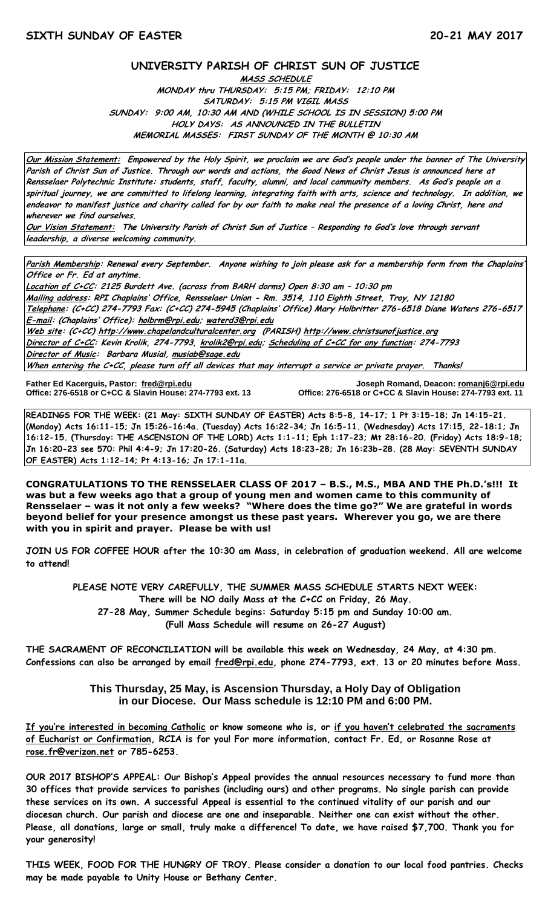**SIXTH SUNDAY OF EASTER** **20-21 MAY 2017**

## UNIVERSITY PARISH OF CHRIST SUN OF JUSTICE

**MASS SCHEDULE**
**MONDAY thru THURSDAY: 5:15 PM; FRIDAY: 12:10 PM**
**SATURDAY: 5:15 PM VIGIL MASS**
**SUNDAY: 9:00 AM, 10:30 AM AND (WHILE SCHOOL IS IN SESSION) 5:00 PM**
**HOLY DAYS: AS ANNOUNCED IN THE BULLETIN**
**MEMORIAL MASSES: FIRST SUNDAY OF THE MONTH @ 10:30 AM**

**Our Mission Statement: Empowered by the Holy Spirit, we proclaim we are God's people under the banner of The University Parish of Christ Sun of Justice. Through our words and actions, the Good News of Christ Jesus is announced here at Rensselaer Polytechnic Institute: students, staff, faculty, alumni, and local community members. As God's people on a spiritual journey, we are committed to lifelong learning, integrating faith with arts, science and technology. In addition, we endeavor to manifest justice and charity called for by our faith to make real the presence of a loving Christ, here and wherever we find ourselves.**

**Our Vision Statement: The University Parish of Christ Sun of Justice – Responding to God's love through servant leadership, a diverse welcoming community.**

**Parish Membership: Renewal every September. Anyone wishing to join please ask for a membership form from the Chaplains' Office or Fr. Ed at anytime.**
**Location of C+CC: 2125 Burdett Ave. (across from BARH dorms) Open 8:30 am – 10:30 pm**
**Mailing address: RPI Chaplains' Office, Rensselaer Union - Rm. 3514, 110 Eighth Street, Troy, NY 12180**
**Telephone: (C+CC) 274-7793 Fax: (C+CC) 274-5945 (Chaplains' Office) Mary Holbritter 276-6518 Diane Waters 276-6517**
**E-mail: (Chaplains' Office): holbrm@rpi.edu; waterd3@rpi.edu**
**Web site: (C+CC) http://www.chapelandculturalcenter.org (PARISH) http://www.christsunofjustice.org**
**Director of C+CC: Kevin Krolik, 274-7793, krolik2@rpi.edu; Scheduling of C+CC for any function: 274-7793**
**Director of Music: Barbara Musial, musiab@sage.edu**
**When entering the C+CC, please turn off all devices that may interrupt a service or private prayer. Thanks!**

**Father Ed Kacerguis, Pastor: fred@rpi.edu**
**Office: 276-6518 or C+CC & Slavin House: 274-7793 ext. 13**

**Joseph Romand, Deacon: romanj6@rpi.edu**
**Office: 276-6518 or C+CC & Slavin House: 274-7793 ext. 11**

**READINGS FOR THE WEEK: (21 May: SIXTH SUNDAY OF EASTER) Acts 8:5-8, 14-17; 1 Pt 3:15-18; Jn 14:15-21. (Monday) Acts 16:11-15; Jn 15:26-16:4a. (Tuesday) Acts 16:22-34; Jn 16:5-11. (Wednesday) Acts 17:15, 22-18:1; Jn 16:12-15. (Thursday: THE ASCENSION OF THE LORD) Acts 1:1-11; Eph 1:17-23; Mt 28:16-20. (Friday) Acts 18:9-18; Jn 16:20-23 see 570: Phil 4:4-9; Jn 17:20-26. (Saturday) Acts 18:23-28; Jn 16:23b-28. (28 May: SEVENTH SUNDAY OF EASTER) Acts 1:12-14; Pt 4:13-16; Jn 17:1-11a.**

**CONGRATULATIONS TO THE RENSSELAER CLASS OF 2017 – B.S., M.S., MBA AND THE Ph.D.'s!!! It was but a few weeks ago that a group of young men and women came to this community of Rensselaer – was it not only a few weeks? "Where does the time go?" We are grateful in words beyond belief for your presence amongst us these past years. Wherever you go, we are there with you in spirit and prayer. Please be with us!**

**JOIN US FOR COFFEE HOUR after the 10:30 am Mass, in celebration of graduation weekend. All are welcome to attend!**

**PLEASE NOTE VERY CAREFULLY, THE SUMMER MASS SCHEDULE STARTS NEXT WEEK:**
**There will be NO daily Mass at the C+CC on Friday, 26 May.**
**27-28 May, Summer Schedule begins: Saturday 5:15 pm and Sunday 10:00 am.**
**(Full Mass Schedule will resume on 26-27 August)**

**THE SACRAMENT OF RECONCILIATION will be available this week on Wednesday, 24 May, at 4:30 pm. Confessions can also be arranged by email fred@rpi.edu, phone 274-7793, ext. 13 or 20 minutes before Mass.**

**This Thursday, 25 May, is Ascension Thursday, a Holy Day of Obligation in our Diocese. Our Mass schedule is 12:10 PM and 6:00 PM.**

**If you're interested in becoming Catholic or know someone who is, or if you haven't celebrated the sacraments of Eucharist or Confirmation, RCIA is for you! For more information, contact Fr. Ed, or Rosanne Rose at rose.fr@verizon.net or 785-6253.**

**OUR 2017 BISHOP'S APPEAL: Our Bishop's Appeal provides the annual resources necessary to fund more than 30 offices that provide services to parishes (including ours) and other programs. No single parish can provide these services on its own. A successful Appeal is essential to the continued vitality of our parish and our diocesan church. Our parish and diocese are one and inseparable. Neither one can exist without the other. Please, all donations, large or small, truly make a difference! To date, we have raised $7,700. Thank you for your generosity!**

**THIS WEEK, FOOD FOR THE HUNGRY OF TROY. Please consider a donation to our local food pantries. Checks may be made payable to Unity House or Bethany Center.**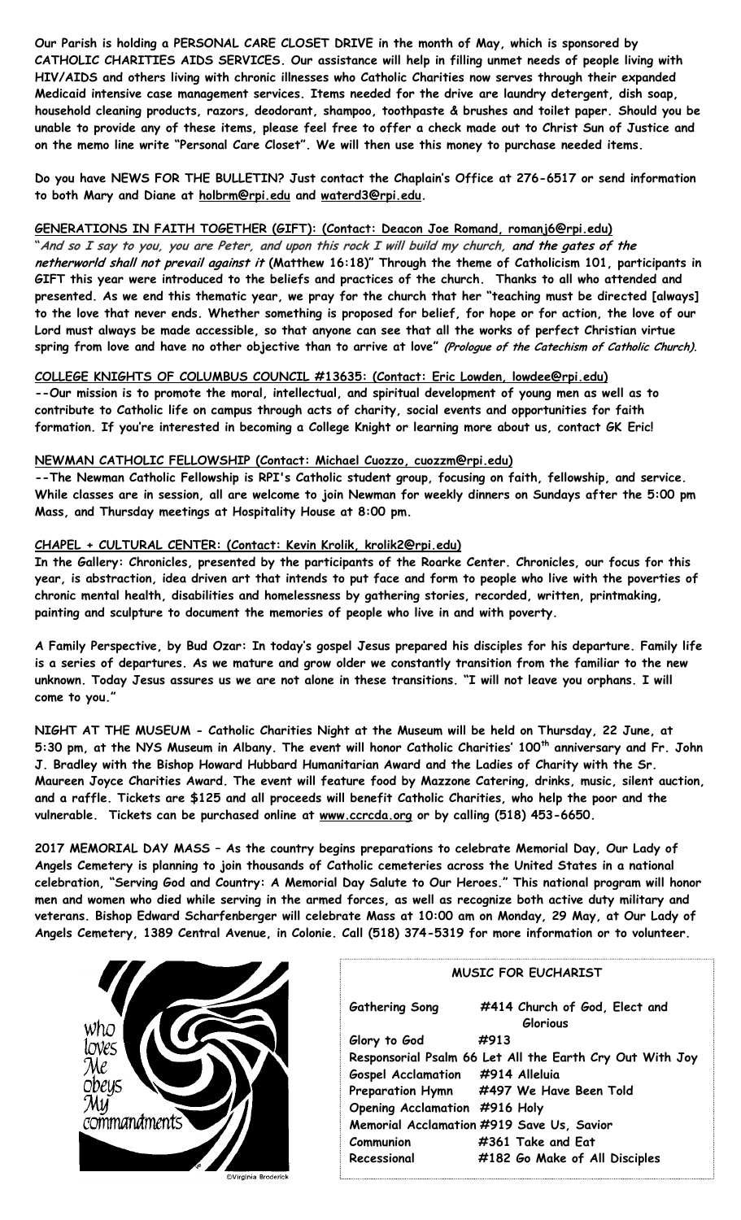**Our Parish is holding a PERSONAL CARE CLOSET DRIVE in the month of May, which is sponsored by CATHOLIC CHARITIES AIDS SERVICES. Our assistance will help in filling unmet needs of people living with HIV/AIDS and others living with chronic illnesses who Catholic Charities now serves through their expanded Medicaid intensive case management services. Items needed for the drive are laundry detergent, dish soap, household cleaning products, razors, deodorant, shampoo, toothpaste & brushes and toilet paper. Should you be unable to provide any of these items, please feel free to offer a check made out to Christ Sun of Justice and on the memo line write "Personal Care Closet". We will then use this money to purchase needed items.**

**Do you have NEWS FOR THE BULLETIN? Just contact the Chaplain's Office at 276-6517 or send information to both Mary and Diane at holbrm@rpi.edu and waterd3@rpi.edu.**

**GENERATIONS IN FAITH TOGETHER (GIFT): (Contact: Deacon Joe Romand, romanj6@rpi.edu)**

**"*And so I say to you, you are Peter, and upon this rock I will build my church, and the gates of the netherworld shall not prevail against it* (Matthew 16:18)" Through the theme of Catholicism 101, participants in GIFT this year were introduced to the beliefs and practices of the church. Thanks to all who attended and presented. As we end this thematic year, we pray for the church that her "teaching must be directed [always] to the love that never ends. Whether something is proposed for belief, for hope or for action, the love of our Lord must always be made accessible, so that anyone can see that all the works of perfect Christian virtue spring from love and have no other objective than to arrive at love" *(Prologue of the Catechism of Catholic Church).***

**COLLEGE KNIGHTS OF COLUMBUS COUNCIL #13635: (Contact: Eric Lowden, lowdee@rpi.edu)**

**--Our mission is to promote the moral, intellectual, and spiritual development of young men as well as to contribute to Catholic life on campus through acts of charity, social events and opportunities for faith formation. If you're interested in becoming a College Knight or learning more about us, contact GK Eric!**

**NEWMAN CATHOLIC FELLOWSHIP (Contact: Michael Cuozzo, cuozzm@rpi.edu)**

**--The Newman Catholic Fellowship is RPI's Catholic student group, focusing on faith, fellowship, and service. While classes are in session, all are welcome to join Newman for weekly dinners on Sundays after the 5:00 pm Mass, and Thursday meetings at Hospitality House at 8:00 pm.**

**CHAPEL + CULTURAL CENTER: (Contact: Kevin Krolik, krolik2@rpi.edu)**

**In the Gallery: Chronicles, presented by the participants of the Roarke Center. Chronicles, our focus for this year, is abstraction, idea driven art that intends to put face and form to people who live with the poverties of chronic mental health, disabilities and homelessness by gathering stories, recorded, written, printmaking, painting and sculpture to document the memories of people who live in and with poverty.**

**A Family Perspective, by Bud Ozar: In today's gospel Jesus prepared his disciples for his departure. Family life is a series of departures. As we mature and grow older we constantly transition from the familiar to the new unknown. Today Jesus assures us we are not alone in these transitions. "I will not leave you orphans. I will come to you."**

**NIGHT AT THE MUSEUM - Catholic Charities Night at the Museum will be held on Thursday, 22 June, at 5:30 pm, at the NYS Museum in Albany. The event will honor Catholic Charities' 100th anniversary and Fr. John J. Bradley with the Bishop Howard Hubbard Humanitarian Award and the Ladies of Charity with the Sr. Maureen Joyce Charities Award. The event will feature food by Mazzone Catering, drinks, music, silent auction, and a raffle. Tickets are $125 and all proceeds will benefit Catholic Charities, who help the poor and the vulnerable. Tickets can be purchased online at www.ccrcda.org or by calling (518) 453-6650.**

**2017 MEMORIAL DAY MASS – As the country begins preparations to celebrate Memorial Day, Our Lady of Angels Cemetery is planning to join thousands of Catholic cemeteries across the United States in a national celebration, "Serving God and Country: A Memorial Day Salute to Our Heroes." This national program will honor men and women who died while serving in the armed forces, as well as recognize both active duty military and veterans. Bishop Edward Scharfenberger will celebrate Mass at 10:00 am on Monday, 29 May, at Our Lady of Angels Cemetery, 1389 Central Avenue, in Colonie. Call (518) 374-5319 for more information or to volunteer.**

who loves Me obeys My commandments

©Virginia Broderick

**MUSIC FOR EUCHARIST**

| | |
|---|---|
| Gathering Song | #414 Church of God, Elect and Glorious |
| Glory to God | #913 |
| Responsorial Psalm 66 | Let All the Earth Cry Out With Joy |
| Gospel Acclamation | #914 Alleluia |
| Preparation Hymn | #497 We Have Been Told |
| Opening Acclamation | #916 Holy |
| Memorial Acclamation | #919 Save Us, Savior |
| Communion | #361 Take and Eat |
| Recessional | #182 Go Make of All Disciples |